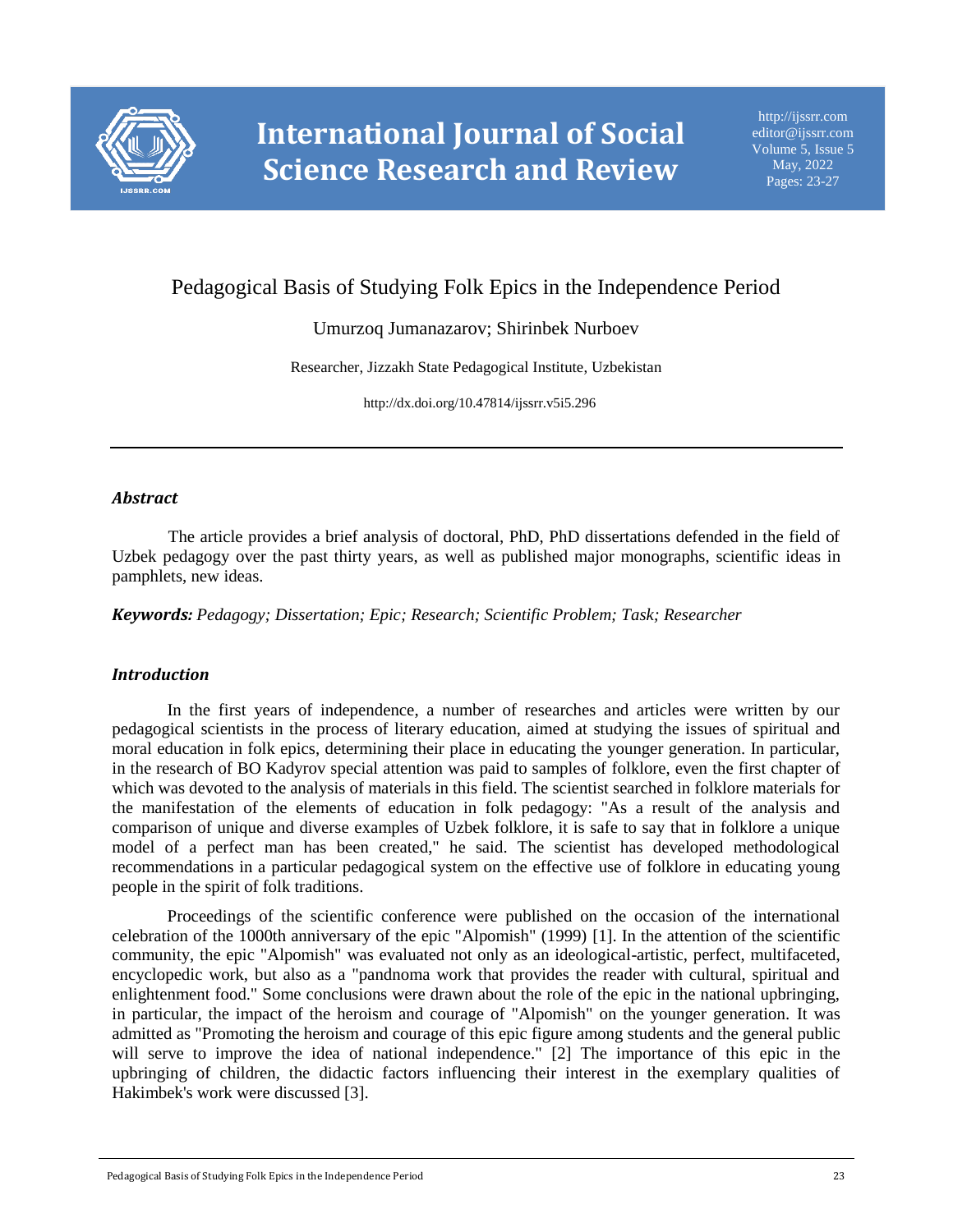# Pedagogical Basis of Studying Folk Epics in the Independence Period

Umurzoq Jumanazarov; Shirinbek Nurboev

Researcher, Jizzakh State Pedagogical Institute, Uzbekistan

http://dx.doi.org/10.47814/ijssrr.v5i5.296

---

### *Abstract*

The article provides a brief analysis of doctoral, PhD, PhD dissertations defended in the field of Uzbek pedagogy over the past thirty years, as well as published major monographs, scientific ideas in pamphlets, new ideas.

***Keywords:*** *Pedagogy; Dissertation; Epic; Research; Scientific Problem; Task; Researcher*

### *Introduction*

In the first years of independence, a number of researches and articles were written by our pedagogical scientists in the process of literary education, aimed at studying the issues of spiritual and moral education in folk epics, determining their place in educating the younger generation. In particular, in the research of BO Kadyrov special attention was paid to samples of folklore, even the first chapter of which was devoted to the analysis of materials in this field. The scientist searched in folklore materials for the manifestation of the elements of education in folk pedagogy: "As a result of the analysis and comparison of unique and diverse examples of Uzbek folklore, it is safe to say that in folklore a unique model of a perfect man has been created," he said. The scientist has developed methodological recommendations in a particular pedagogical system on the effective use of folklore in educating young people in the spirit of folk traditions.

Proceedings of the scientific conference were published on the occasion of the international celebration of the 1000th anniversary of the epic "Alpomish" (1999) [1]. In the attention of the scientific community, the epic "Alpomish" was evaluated not only as an ideological-artistic, perfect, multifaceted, encyclopedic work, but also as a "pandnoma work that provides the reader with cultural, spiritual and enlightenment food." Some conclusions were drawn about the role of the epic in the national upbringing, in particular, the impact of the heroism and courage of "Alpomish" on the younger generation. It was admitted as "Promoting the heroism and courage of this epic figure among students and the general public will serve to improve the idea of national independence." [2] The importance of this epic in the upbringing of children, the didactic factors influencing their interest in the exemplary qualities of Hakimbek's work were discussed [3].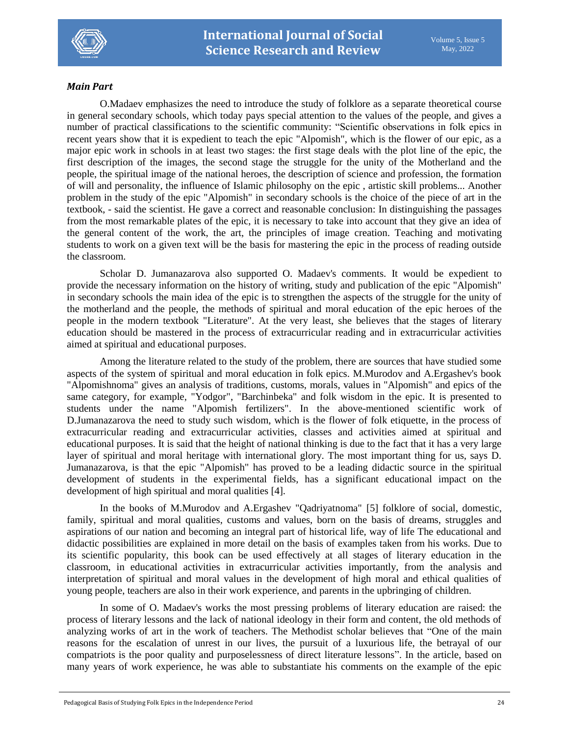***Main Part***

O.Madaev emphasizes the need to introduce the study of folklore as a separate theoretical course in general secondary schools, which today pays special attention to the values of the people, and gives a number of practical classifications to the scientific community: “Scientific observations in folk epics in recent years show that it is expedient to teach the epic "Alpomish", which is the flower of our epic, as a major epic work in schools in at least two stages: the first stage deals with the plot line of the epic, the first description of the images, the second stage the struggle for the unity of the Motherland and the people, the spiritual image of the national heroes, the description of science and profession, the formation of will and personality, the influence of Islamic philosophy on the epic , artistic skill problems... Another problem in the study of the epic "Alpomish" in secondary schools is the choice of the piece of art in the textbook, - said the scientist. He gave a correct and reasonable conclusion: In distinguishing the passages from the most remarkable plates of the epic, it is necessary to take into account that they give an idea of the general content of the work, the art, the principles of image creation. Teaching and motivating students to work on a given text will be the basis for mastering the epic in the process of reading outside the classroom.

Scholar D. Jumanazarova also supported O. Madaev's comments. It would be expedient to provide the necessary information on the history of writing, study and publication of the epic "Alpomish" in secondary schools the main idea of the epic is to strengthen the aspects of the struggle for the unity of the motherland and the people, the methods of spiritual and moral education of the epic heroes of the people in the modern textbook "Literature". At the very least, she believes that the stages of literary education should be mastered in the process of extracurricular reading and in extracurricular activities aimed at spiritual and educational purposes.

Among the literature related to the study of the problem, there are sources that have studied some aspects of the system of spiritual and moral education in folk epics. M.Murodov and A.Ergashev's book "Alpomishnoma" gives an analysis of traditions, customs, morals, values in "Alpomish" and epics of the same category, for example, "Yodgor", "Barchinbeka" and folk wisdom in the epic. It is presented to students under the name "Alpomish fertilizers". In the above-mentioned scientific work of D.Jumanazarova the need to study such wisdom, which is the flower of folk etiquette, in the process of extracurricular reading and extracurricular activities, classes and activities aimed at spiritual and educational purposes. It is said that the height of national thinking is due to the fact that it has a very large layer of spiritual and moral heritage with international glory. The most important thing for us, says D. Jumanazarova, is that the epic "Alpomish" has proved to be a leading didactic source in the spiritual development of students in the experimental fields, has a significant educational impact on the development of high spiritual and moral qualities [4].

In the books of M.Murodov and A.Ergashev "Qadriyatnoma" [5] folklore of social, domestic, family, spiritual and moral qualities, customs and values, born on the basis of dreams, struggles and aspirations of our nation and becoming an integral part of historical life, way of life The educational and didactic possibilities are explained in more detail on the basis of examples taken from his works. Due to its scientific popularity, this book can be used effectively at all stages of literary education in the classroom, in educational activities in extracurricular activities importantly, from the analysis and interpretation of spiritual and moral values in the development of high moral and ethical qualities of young people, teachers are also in their work experience, and parents in the upbringing of children.

In some of O. Madaev's works the most pressing problems of literary education are raised: the process of literary lessons and the lack of national ideology in their form and content, the old methods of analyzing works of art in the work of teachers. The Methodist scholar believes that “One of the main reasons for the escalation of unrest in our lives, the pursuit of a luxurious life, the betrayal of our compatriots is the poor quality and purposelessness of direct literature lessons”. In the article, based on many years of work experience, he was able to substantiate his comments on the example of the epic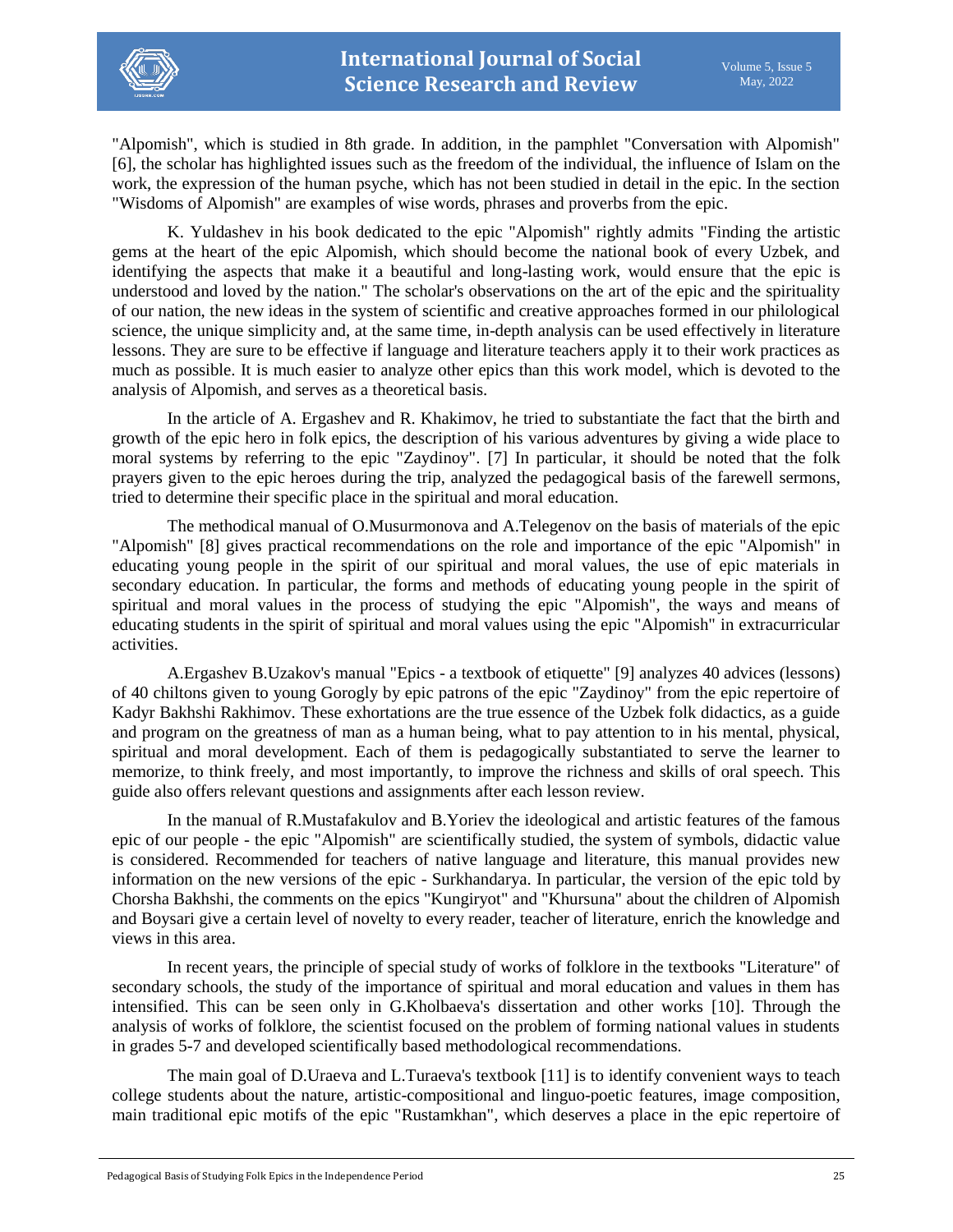"Alpomish", which is studied in 8th grade. In addition, in the pamphlet "Conversation with Alpomish" [6], the scholar has highlighted issues such as the freedom of the individual, the influence of Islam on the work, the expression of the human psyche, which has not been studied in detail in the epic. In the section "Wisdoms of Alpomish" are examples of wise words, phrases and proverbs from the epic.

K. Yuldashev in his book dedicated to the epic "Alpomish" rightly admits "Finding the artistic gems at the heart of the epic Alpomish, which should become the national book of every Uzbek, and identifying the aspects that make it a beautiful and long-lasting work, would ensure that the epic is understood and loved by the nation." The scholar's observations on the art of the epic and the spirituality of our nation, the new ideas in the system of scientific and creative approaches formed in our philological science, the unique simplicity and, at the same time, in-depth analysis can be used effectively in literature lessons. They are sure to be effective if language and literature teachers apply it to their work practices as much as possible. It is much easier to analyze other epics than this work model, which is devoted to the analysis of Alpomish, and serves as a theoretical basis.

In the article of A. Ergashev and R. Khakimov, he tried to substantiate the fact that the birth and growth of the epic hero in folk epics, the description of his various adventures by giving a wide place to moral systems by referring to the epic "Zaydinoy". [7] In particular, it should be noted that the folk prayers given to the epic heroes during the trip, analyzed the pedagogical basis of the farewell sermons, tried to determine their specific place in the spiritual and moral education.

The methodical manual of O.Musurmonova and A.Telegenov on the basis of materials of the epic "Alpomish" [8] gives practical recommendations on the role and importance of the epic "Alpomish" in educating young people in the spirit of our spiritual and moral values, the use of epic materials in secondary education. In particular, the forms and methods of educating young people in the spirit of spiritual and moral values in the process of studying the epic "Alpomish", the ways and means of educating students in the spirit of spiritual and moral values using the epic "Alpomish" in extracurricular activities.

A.Ergashev B.Uzakov's manual "Epics - a textbook of etiquette" [9] analyzes 40 advices (lessons) of 40 chiltons given to young Gorogly by epic patrons of the epic "Zaydinoy" from the epic repertoire of Kadyr Bakhshi Rakhimov. These exhortations are the true essence of the Uzbek folk didactics, as a guide and program on the greatness of man as a human being, what to pay attention to in his mental, physical, spiritual and moral development. Each of them is pedagogically substantiated to serve the learner to memorize, to think freely, and most importantly, to improve the richness and skills of oral speech. This guide also offers relevant questions and assignments after each lesson review.

In the manual of R.Mustafakulov and B.Yoriev the ideological and artistic features of the famous epic of our people - the epic "Alpomish" are scientifically studied, the system of symbols, didactic value is considered. Recommended for teachers of native language and literature, this manual provides new information on the new versions of the epic - Surkhandarya. In particular, the version of the epic told by Chorsha Bakhshi, the comments on the epics "Kungiryot" and "Khursuna" about the children of Alpomish and Boysari give a certain level of novelty to every reader, teacher of literature, enrich the knowledge and views in this area.

In recent years, the principle of special study of works of folklore in the textbooks "Literature" of secondary schools, the study of the importance of spiritual and moral education and values in them has intensified. This can be seen only in G.Kholbaeva's dissertation and other works [10]. Through the analysis of works of folklore, the scientist focused on the problem of forming national values in students in grades 5-7 and developed scientifically based methodological recommendations.

The main goal of D.Uraeva and L.Turaeva's textbook [11] is to identify convenient ways to teach college students about the nature, artistic-compositional and linguo-poetic features, image composition, main traditional epic motifs of the epic "Rustamkhan", which deserves a place in the epic repertoire of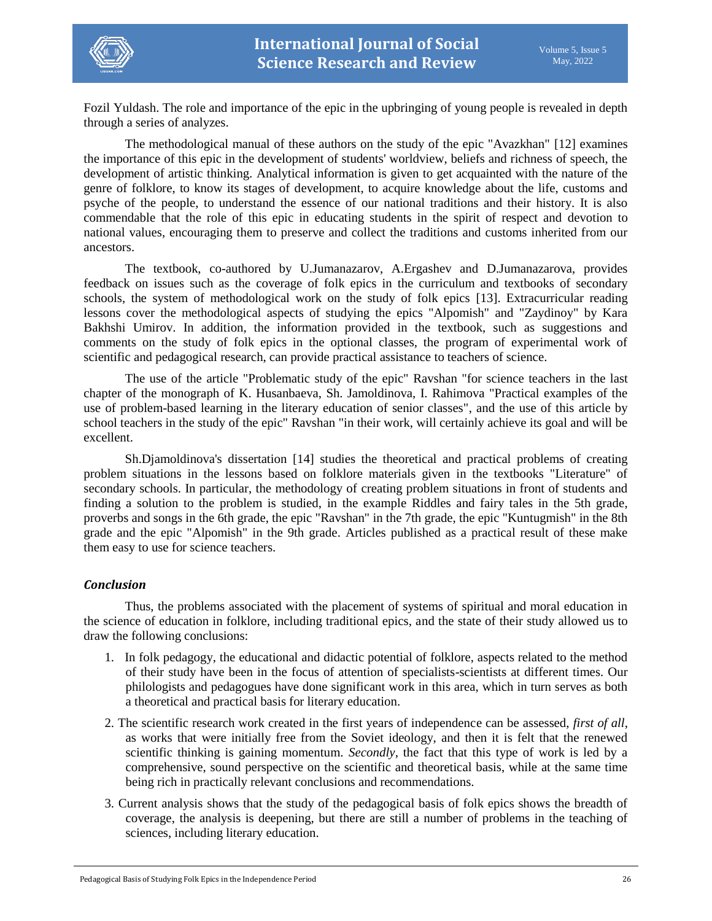Fozil Yuldash. The role and importance of the epic in the upbringing of young people is revealed in depth through a series of analyzes.

The methodological manual of these authors on the study of the epic "Avazkhan" [12] examines the importance of this epic in the development of students' worldview, beliefs and richness of speech, the development of artistic thinking. Analytical information is given to get acquainted with the nature of the genre of folklore, to know its stages of development, to acquire knowledge about the life, customs and psyche of the people, to understand the essence of our national traditions and their history. It is also commendable that the role of this epic in educating students in the spirit of respect and devotion to national values, encouraging them to preserve and collect the traditions and customs inherited from our ancestors.

The textbook, co-authored by U.Jumanazarov, A.Ergashev and D.Jumanazarova, provides feedback on issues such as the coverage of folk epics in the curriculum and textbooks of secondary schools, the system of methodological work on the study of folk epics [13]. Extracurricular reading lessons cover the methodological aspects of studying the epics "Alpomish" and "Zaydinoy" by Kara Bakhshi Umirov. In addition, the information provided in the textbook, such as suggestions and comments on the study of folk epics in the optional classes, the program of experimental work of scientific and pedagogical research, can provide practical assistance to teachers of science.

The use of the article "Problematic study of the epic" Ravshan "for science teachers in the last chapter of the monograph of K. Husanbaeva, Sh. Jamoldinova, I. Rahimova "Practical examples of the use of problem-based learning in the literary education of senior classes", and the use of this article by school teachers in the study of the epic" Ravshan "in their work, will certainly achieve its goal and will be excellent.

Sh.Djamoldinova's dissertation [14] studies the theoretical and practical problems of creating problem situations in the lessons based on folklore materials given in the textbooks "Literature" of secondary schools. In particular, the methodology of creating problem situations in front of students and finding a solution to the problem is studied, in the example Riddles and fairy tales in the 5th grade, proverbs and songs in the 6th grade, the epic "Ravshan" in the 7th grade, the epic "Kuntugmish" in the 8th grade and the epic "Alpomish" in the 9th grade. Articles published as a practical result of these make them easy to use for science teachers.

## *Conclusion*

Thus, the problems associated with the placement of systems of spiritual and moral education in the science of education in folklore, including traditional epics, and the state of their study allowed us to draw the following conclusions:

1. In folk pedagogy, the educational and didactic potential of folklore, aspects related to the method of their study have been in the focus of attention of specialists-scientists at different times. Our philologists and pedagogues have done significant work in this area, which in turn serves as both a theoretical and practical basis for literary education.
2. The scientific research work created in the first years of independence can be assessed, *first of all*, as works that were initially free from the Soviet ideology, and then it is felt that the renewed scientific thinking is gaining momentum. *Secondly*, the fact that this type of work is led by a comprehensive, sound perspective on the scientific and theoretical basis, while at the same time being rich in practically relevant conclusions and recommendations.
3. Current analysis shows that the study of the pedagogical basis of folk epics shows the breadth of coverage, the analysis is deepening, but there are still a number of problems in the teaching of sciences, including literary education.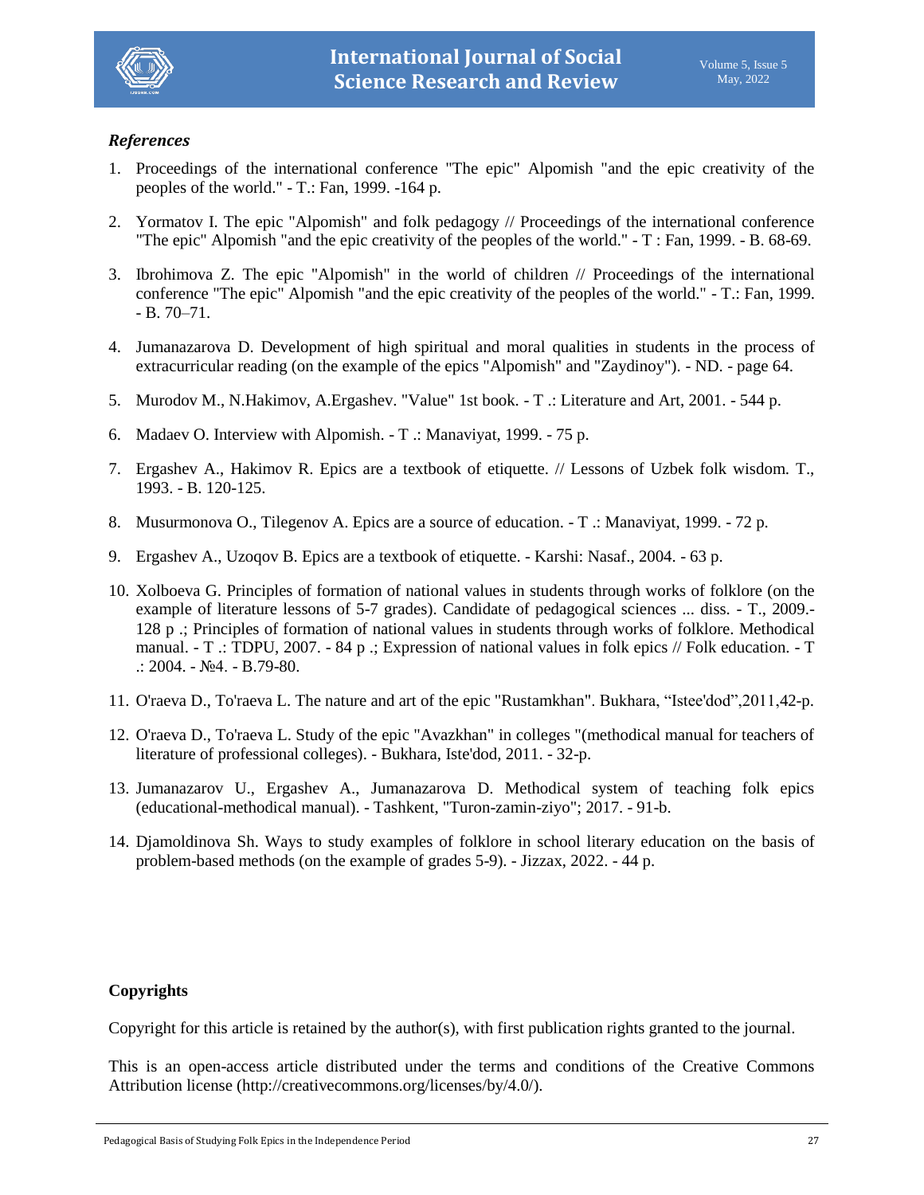### *References*

1. Proceedings of the international conference "The epic" Alpomish "and the epic creativity of the peoples of the world." - T.: Fan, 1999. -164 p.
2. Yormatov I. The epic "Alpomish" and folk pedagogy // Proceedings of the international conference "The epic" Alpomish "and the epic creativity of the peoples of the world." - T : Fan, 1999. - B. 68-69.
3. Ibrohimova Z. The epic "Alpomish" in the world of children // Proceedings of the international conference "The epic" Alpomish "and the epic creativity of the peoples of the world." - T.: Fan, 1999. - B. 70–71.
4. Jumanazarova D. Development of high spiritual and moral qualities in students in the process of extracurricular reading (on the example of the epics "Alpomish" and "Zaydinoy"). - ND. - page 64.
5. Murodov M., N.Hakimov, A.Ergashev. "Value" 1st book. - T .: Literature and Art, 2001. - 544 p.
6. Madaev O. Interview with Alpomish. - T .: Manaviyat, 1999. - 75 p.
7. Ergashev A., Hakimov R. Epics are a textbook of etiquette. // Lessons of Uzbek folk wisdom. T., 1993. - B. 120-125.
8. Musurmonova O., Tilegenov A. Epics are a source of education. - T .: Manaviyat, 1999. - 72 p.
9. Ergashev A., Uzoqov B. Epics are a textbook of etiquette. - Karshi: Nasaf., 2004. - 63 p.
10. Xolboeva G. Principles of formation of national values in students through works of folklore (on the example of literature lessons of 5-7 grades). Candidate of pedagogical sciences ... diss. - T., 2009.- 128 p .; Principles of formation of national values in students through works of folklore. Methodical manual. - T .: TDPU, 2007. - 84 p .; Expression of national values in folk epics // Folk education. - T .: 2004. - №4. - B.79-80.
11. O'raeva D., To'raeva L. The nature and art of the epic "Rustamkhan". Bukhara, "Istee'dod",2011,42-p.
12. O'raeva D., To'raeva L. Study of the epic "Avazkhan" in colleges "(methodical manual for teachers of literature of professional colleges). - Bukhara, Iste'dod, 2011. - 32-p.
13. Jumanazarov U., Ergashev A., Jumanazarova D. Methodical system of teaching folk epics (educational-methodical manual). - Tashkent, "Turon-zamin-ziyo"; 2017. - 91-b.
14. Djamoldinova Sh. Ways to study examples of folklore in school literary education on the basis of problem-based methods (on the example of grades 5-9). - Jizzax, 2022. - 44 p.

**Copyrights**

Copyright for this article is retained by the author(s), with first publication rights granted to the journal.

This is an open-access article distributed under the terms and conditions of the Creative Commons Attribution license (http://creativecommons.org/licenses/by/4.0/).